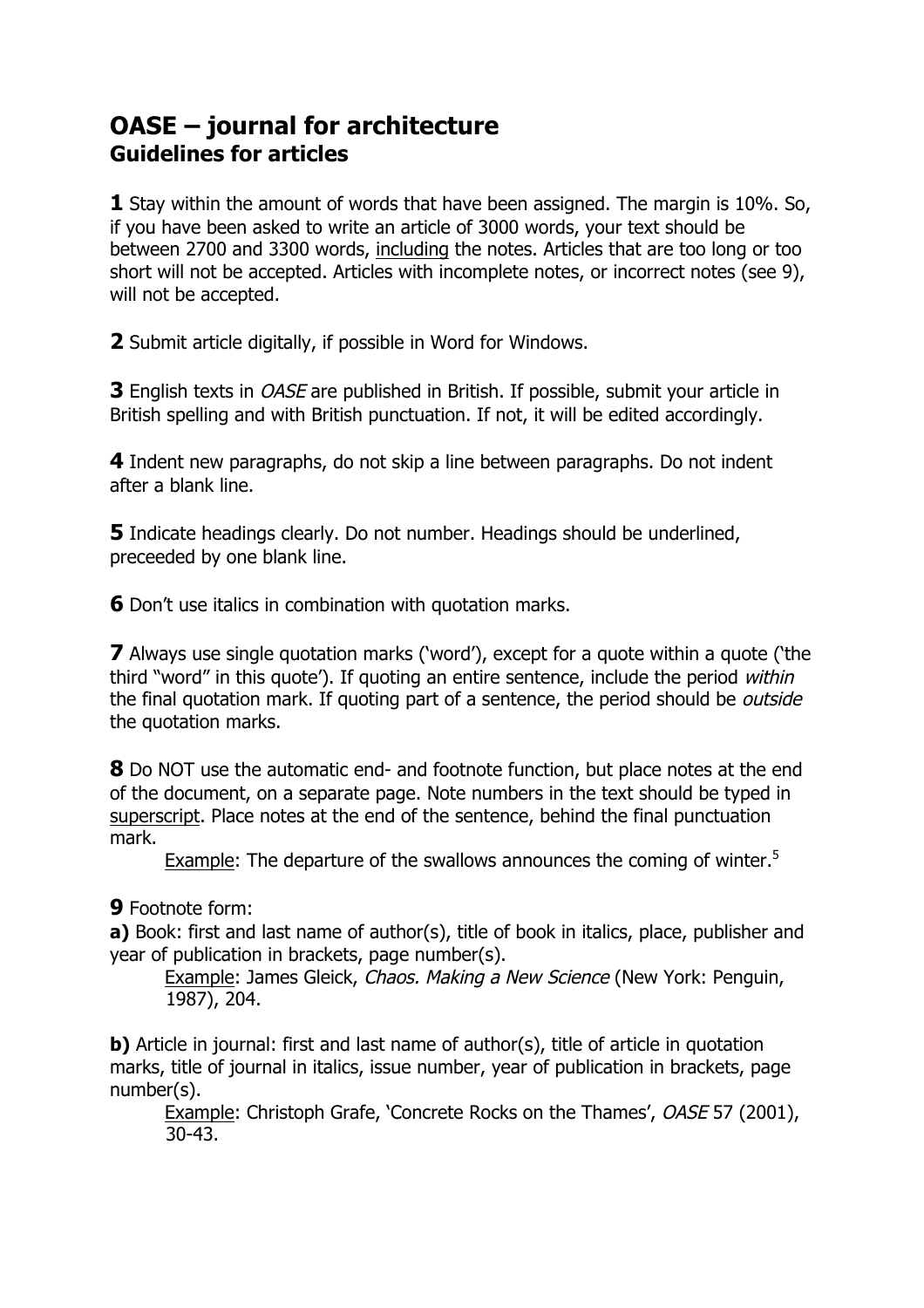# OASE – journal for architecture
## Guidelines for articles

**1** Stay within the amount of words that have been assigned. The margin is 10%. So, if you have been asked to write an article of 3000 words, your text should be between 2700 and 3300 words, <u>including</u> the notes. Articles that are too long or too short will not be accepted. Articles with incomplete notes, or incorrect notes (see 9), will not be accepted.

**2** Submit article digitally, if possible in Word for Windows.

**3** English texts in *OASE* are published in British. If possible, submit your article in British spelling and with British punctuation. If not, it will be edited accordingly.

**4** Indent new paragraphs, do not skip a line between paragraphs. Do not indent after a blank line.

**5** Indicate headings clearly. Do not number. Headings should be underlined, preceeded by one blank line.

**6** Don't use italics in combination with quotation marks.

**7** Always use single quotation marks ('word'), except for a quote within a quote ('the third "word" in this quote'). If quoting an entire sentence, include the period *within* the final quotation mark. If quoting part of a sentence, the period should be *outside* the quotation marks.

**8** Do NOT use the automatic end- and footnote function, but place notes at the end of the document, on a separate page. Note numbers in the text should be typed in <u>superscript</u>. Place notes at the end of the sentence, behind the final punctuation mark.

> <u>Example</u>: The departure of the swallows announces the coming of winter.[5]

**9** Footnote form:

**a)** Book: first and last name of author(s), title of book in italics, place, publisher and year of publication in brackets, page number(s).

> <u>Example</u>: James Gleick, *Chaos. Making a New Science* (New York: Penguin, 1987), 204.

**b)** Article in journal: first and last name of author(s), title of article in quotation marks, title of journal in italics, issue number, year of publication in brackets, page number(s).

> <u>Example</u>: Christoph Grafe, 'Concrete Rocks on the Thames', *OASE* 57 (2001), 30-43.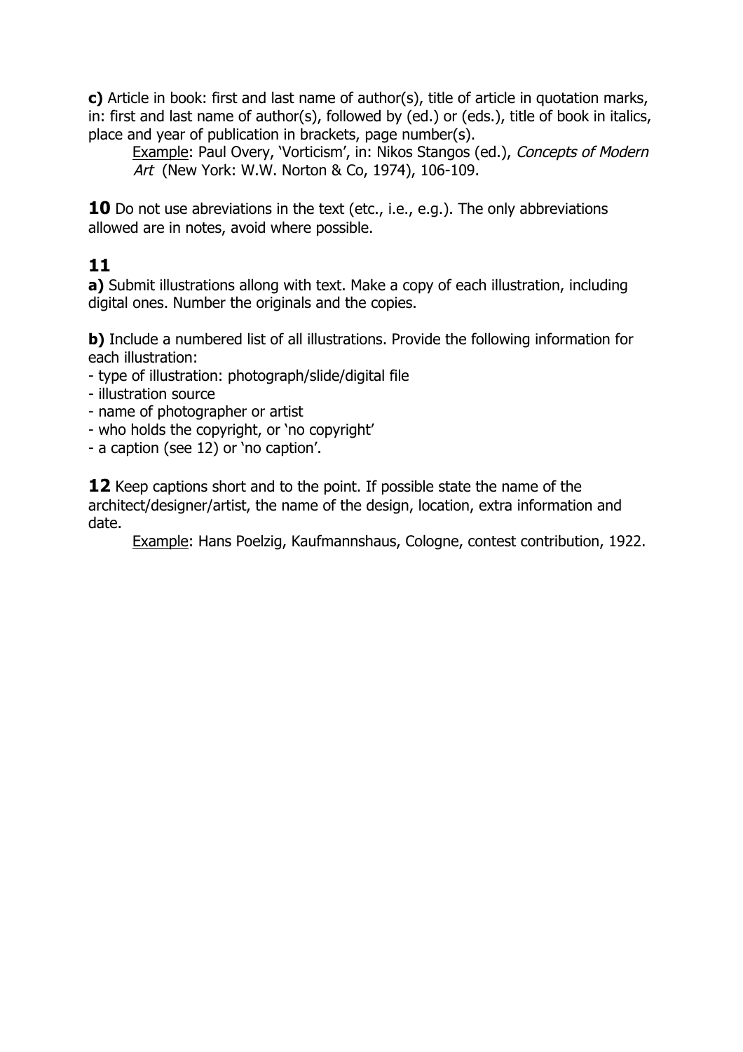**c)** Article in book: first and last name of author(s), title of article in quotation marks, in: first and last name of author(s), followed by (ed.) or (eds.), title of book in italics, place and year of publication in brackets, page number(s).

Example: Paul Overy, 'Vorticism', in: Nikos Stangos (ed.), *Concepts of Modern Art* (New York: W.W. Norton & Co, 1974), 106-109.

**10** Do not use abreviations in the text (etc., i.e., e.g.). The only abbreviations allowed are in notes, avoid where possible.

## 11

**a)** Submit illustrations allong with text. Make a copy of each illustration, including digital ones. Number the originals and the copies.

**b)** Include a numbered list of all illustrations. Provide the following information for each illustration:

- type of illustration: photograph/slide/digital file
- illustration source
- name of photographer or artist
- who holds the copyright, or 'no copyright'
- a caption (see 12) or 'no caption'.

**12** Keep captions short and to the point. If possible state the name of the architect/designer/artist, the name of the design, location, extra information and date.

Example: Hans Poelzig, Kaufmannshaus, Cologne, contest contribution, 1922.